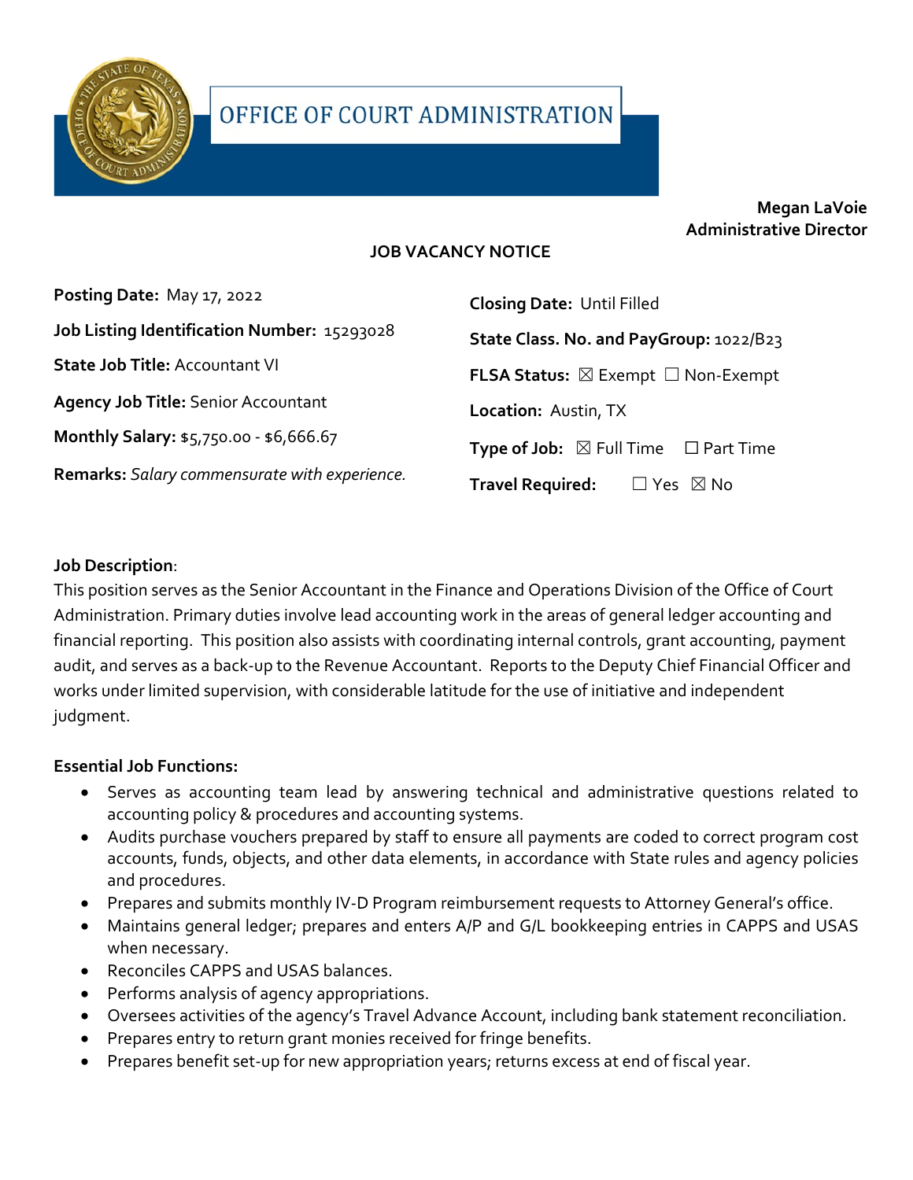# OFFICE OF COURT ADMINISTRATION

**Megan LaVoie**
**Administrative Director**

## JOB VACANCY NOTICE

**Posting Date:** May 17, 2022

**Job Listing Identification Number:** 15293028

**State Job Title:** Accountant VI

**Agency Job Title:** Senior Accountant

**Monthly Salary:** $5,750.00 - $6,666.67

**Remarks:** *Salary commensurate with experience.*

**Closing Date:** Until Filled

**State Class. No. and PayGroup:** 1022/B23

**FLSA Status:** ☒ Exempt ☐ Non-Exempt

**Location:** Austin, TX

**Type of Job:** ☒ Full Time ☐ Part Time

**Travel Required:** ☐ Yes ☒ No

**Job Description**:
This position serves as the Senior Accountant in the Finance and Operations Division of the Office of Court Administration. Primary duties involve lead accounting work in the areas of general ledger accounting and financial reporting. This position also assists with coordinating internal controls, grant accounting, payment audit, and serves as a back-up to the Revenue Accountant. Reports to the Deputy Chief Financial Officer and works under limited supervision, with considerable latitude for the use of initiative and independent judgment.

**Essential Job Functions:**

- Serves as accounting team lead by answering technical and administrative questions related to accounting policy & procedures and accounting systems.
- Audits purchase vouchers prepared by staff to ensure all payments are coded to correct program cost accounts, funds, objects, and other data elements, in accordance with State rules and agency policies and procedures.
- Prepares and submits monthly IV-D Program reimbursement requests to Attorney General's office.
- Maintains general ledger; prepares and enters A/P and G/L bookkeeping entries in CAPPS and USAS when necessary.
- Reconciles CAPPS and USAS balances.
- Performs analysis of agency appropriations.
- Oversees activities of the agency's Travel Advance Account, including bank statement reconciliation.
- Prepares entry to return grant monies received for fringe benefits.
- Prepares benefit set-up for new appropriation years; returns excess at end of fiscal year.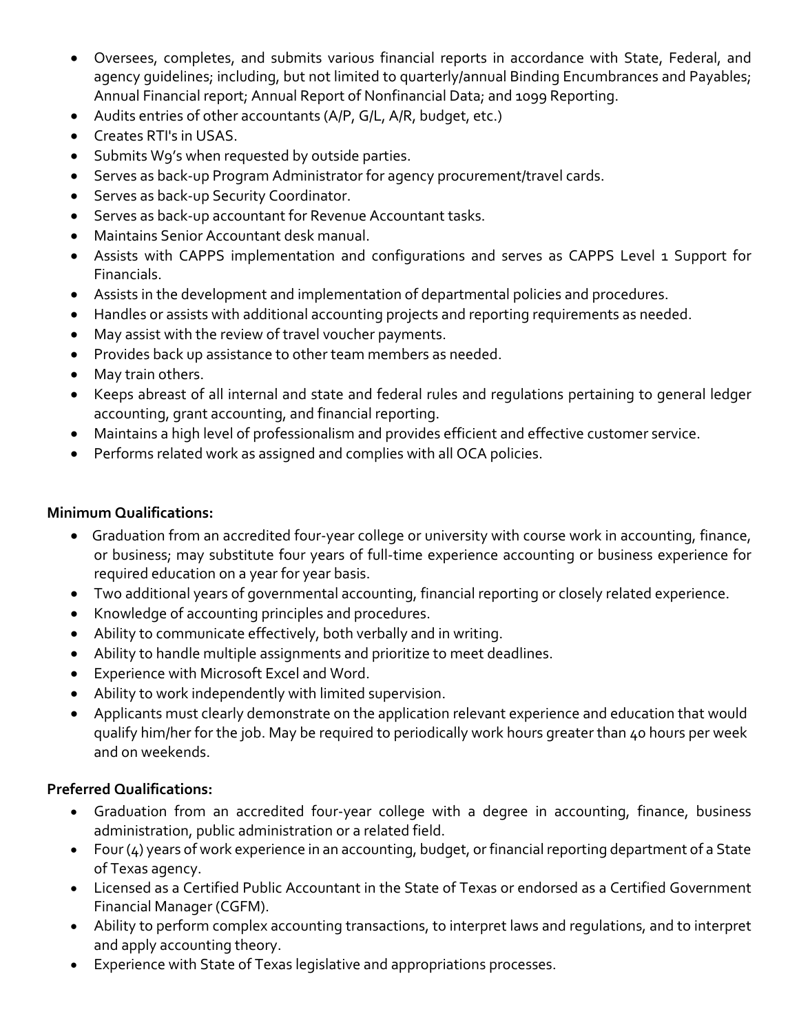- Oversees, completes, and submits various financial reports in accordance with State, Federal, and agency guidelines; including, but not limited to quarterly/annual Binding Encumbrances and Payables; Annual Financial report; Annual Report of Nonfinancial Data; and 1099 Reporting.
- Audits entries of other accountants (A/P, G/L, A/R, budget, etc.)
- Creates RTI's in USAS.
- Submits W9's when requested by outside parties.
- Serves as back-up Program Administrator for agency procurement/travel cards.
- Serves as back-up Security Coordinator.
- Serves as back-up accountant for Revenue Accountant tasks.
- Maintains Senior Accountant desk manual.
- Assists with CAPPS implementation and configurations and serves as CAPPS Level 1 Support for Financials.
- Assists in the development and implementation of departmental policies and procedures.
- Handles or assists with additional accounting projects and reporting requirements as needed.
- May assist with the review of travel voucher payments.
- Provides back up assistance to other team members as needed.
- May train others.
- Keeps abreast of all internal and state and federal rules and regulations pertaining to general ledger accounting, grant accounting, and financial reporting.
- Maintains a high level of professionalism and provides efficient and effective customer service.
- Performs related work as assigned and complies with all OCA policies.

**Minimum Qualifications:**

- Graduation from an accredited four-year college or university with course work in accounting, finance, or business; may substitute four years of full-time experience accounting or business experience for required education on a year for year basis.
- Two additional years of governmental accounting, financial reporting or closely related experience.
- Knowledge of accounting principles and procedures.
- Ability to communicate effectively, both verbally and in writing.
- Ability to handle multiple assignments and prioritize to meet deadlines.
- Experience with Microsoft Excel and Word.
- Ability to work independently with limited supervision.
- Applicants must clearly demonstrate on the application relevant experience and education that would qualify him/her for the job. May be required to periodically work hours greater than 40 hours per week and on weekends.

**Preferred Qualifications:**

- Graduation from an accredited four-year college with a degree in accounting, finance, business administration, public administration or a related field.
- Four (4) years of work experience in an accounting, budget, or financial reporting department of a State of Texas agency.
- Licensed as a Certified Public Accountant in the State of Texas or endorsed as a Certified Government Financial Manager (CGFM).
- Ability to perform complex accounting transactions, to interpret laws and regulations, and to interpret and apply accounting theory.
- Experience with State of Texas legislative and appropriations processes.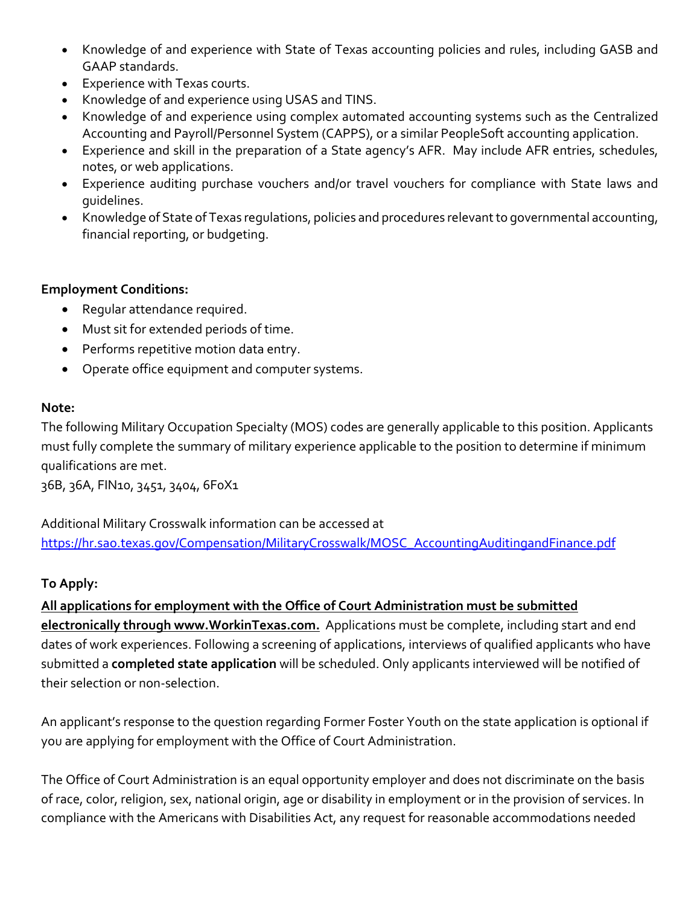- Knowledge of and experience with State of Texas accounting policies and rules, including GASB and GAAP standards.
- Experience with Texas courts.
- Knowledge of and experience using USAS and TINS.
- Knowledge of and experience using complex automated accounting systems such as the Centralized Accounting and Payroll/Personnel System (CAPPS), or a similar PeopleSoft accounting application.
- Experience and skill in the preparation of a State agency's AFR. May include AFR entries, schedules, notes, or web applications.
- Experience auditing purchase vouchers and/or travel vouchers for compliance with State laws and guidelines.
- Knowledge of State of Texas regulations, policies and procedures relevant to governmental accounting, financial reporting, or budgeting.

**Employment Conditions:**

- Regular attendance required.
- Must sit for extended periods of time.
- Performs repetitive motion data entry.
- Operate office equipment and computer systems.

**Note:**

The following Military Occupation Specialty (MOS) codes are generally applicable to this position. Applicants must fully complete the summary of military experience applicable to the position to determine if minimum qualifications are met.

36B, 36A, FIN10, 3451, 3404, 6F0X1

Additional Military Crosswalk information can be accessed at
[https://hr.sao.texas.gov/Compensation/MilitaryCrosswalk/MOSC_AccountingAuditingandFinance.pdf](https://hr.sao.texas.gov/Compensation/MilitaryCrosswalk/MOSC_AccountingAuditingandFinance.pdf)

**To Apply:**

**All applications for employment with the Office of Court Administration must be submitted electronically through www.WorkinTexas.com.** Applications must be complete, including start and end dates of work experiences. Following a screening of applications, interviews of qualified applicants who have submitted a **completed state application** will be scheduled. Only applicants interviewed will be notified of their selection or non-selection.

An applicant's response to the question regarding Former Foster Youth on the state application is optional if you are applying for employment with the Office of Court Administration.

The Office of Court Administration is an equal opportunity employer and does not discriminate on the basis of race, color, religion, sex, national origin, age or disability in employment or in the provision of services. In compliance with the Americans with Disabilities Act, any request for reasonable accommodations needed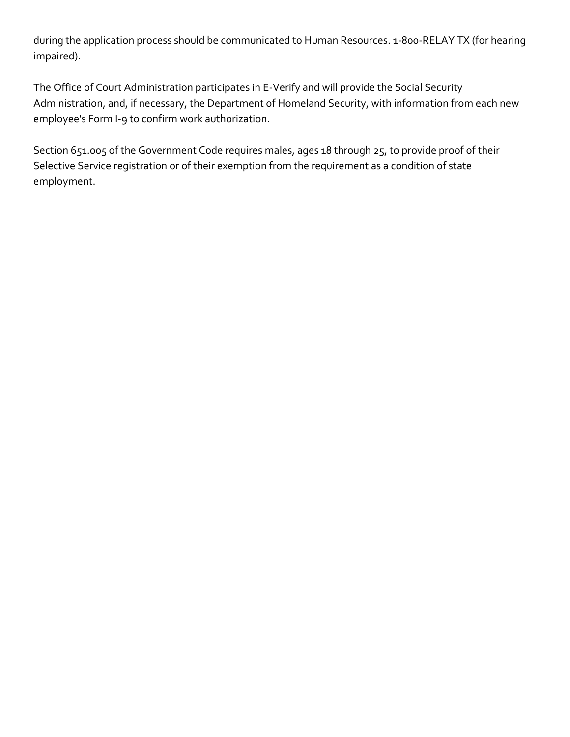during the application process should be communicated to Human Resources. 1-800-RELAY TX (for hearing impaired).

The Office of Court Administration participates in E-Verify and will provide the Social Security Administration, and, if necessary, the Department of Homeland Security, with information from each new employee's Form I-9 to confirm work authorization.

Section 651.005 of the Government Code requires males, ages 18 through 25, to provide proof of their Selective Service registration or of their exemption from the requirement as a condition of state employment.